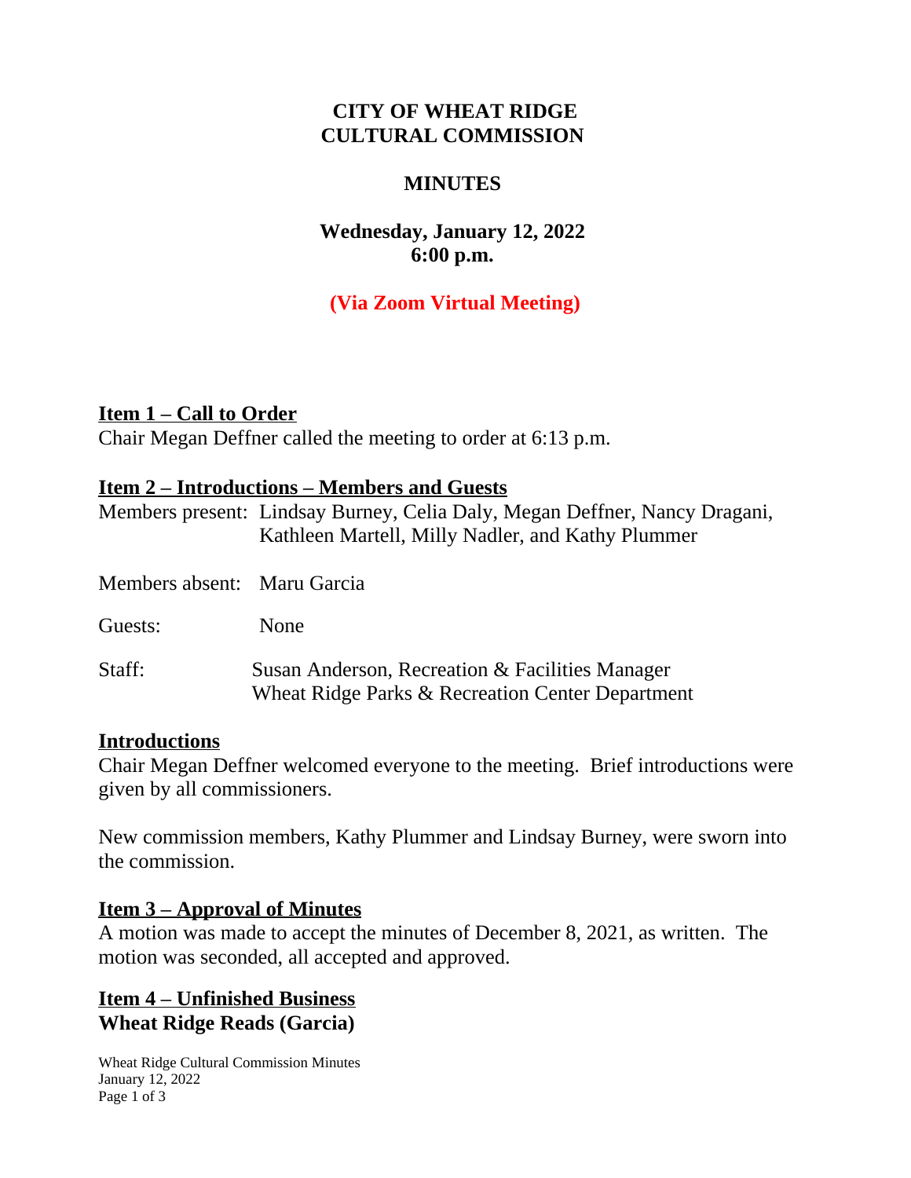# CITY OF WHEAT RIDGE
# CULTURAL COMMISSION

## MINUTES

**Wednesday, January 12, 2022**
**6:00 p.m.**

**(Via Zoom Virtual Meeting)**

### Item 1 – Call to Order

Chair Megan Deffner called the meeting to order at 6:13 p.m.

### Item 2 – Introductions – Members and Guests

Members present: Lindsay Burney, Celia Daly, Megan Deffner, Nancy Dragani, Kathleen Martell, Milly Nadler, and Kathy Plummer

Members absent: Maru Garcia

Guests: None

Staff: Susan Anderson, Recreation & Facilities Manager
Wheat Ridge Parks & Recreation Center Department

### Introductions

Chair Megan Deffner welcomed everyone to the meeting. Brief introductions were given by all commissioners.

New commission members, Kathy Plummer and Lindsay Burney, were sworn into the commission.

### Item 3 – Approval of Minutes

A motion was made to accept the minutes of December 8, 2021, as written. The motion was seconded, all accepted and approved.

### Item 4 – Unfinished Business

**Wheat Ridge Reads (Garcia)**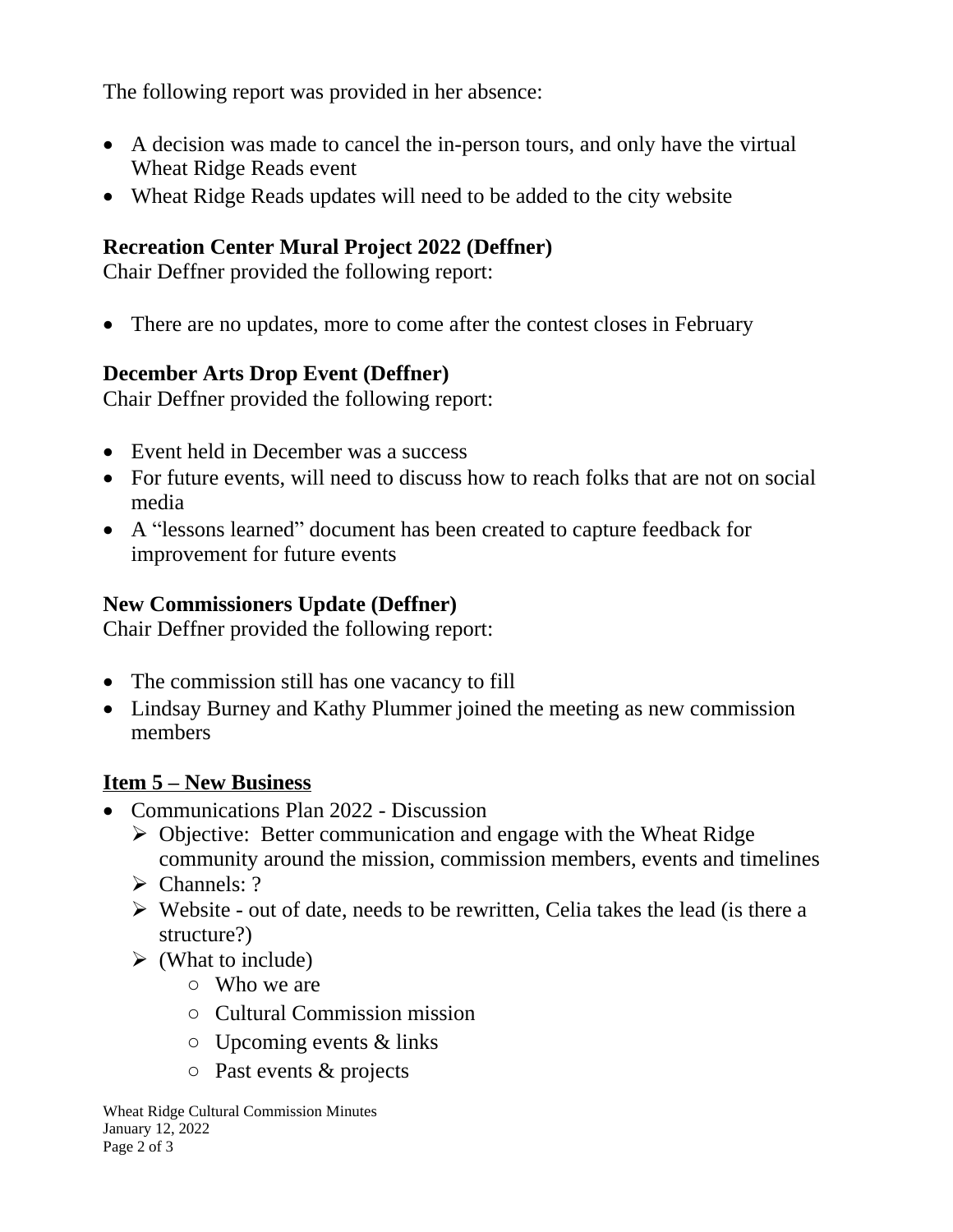The following report was provided in her absence:

- A decision was made to cancel the in-person tours, and only have the virtual Wheat Ridge Reads event
- Wheat Ridge Reads updates will need to be added to the city website

**Recreation Center Mural Project 2022 (Deffner)**
Chair Deffner provided the following report:

- There are no updates, more to come after the contest closes in February

**December Arts Drop Event (Deffner)**
Chair Deffner provided the following report:

- Event held in December was a success
- For future events, will need to discuss how to reach folks that are not on social media
- A "lessons learned" document has been created to capture feedback for improvement for future events

**New Commissioners Update (Deffner)**
Chair Deffner provided the following report:

- The commission still has one vacancy to fill
- Lindsay Burney and Kathy Plummer joined the meeting as new commission members

**<u>Item 5 – New Business</u>**

- Communications Plan 2022 - Discussion
  - Objective: Better communication and engage with the Wheat Ridge community around the mission, commission members, events and timelines
  - Channels: ?
  - Website - out of date, needs to be rewritten, Celia takes the lead (is there a structure?)
  - (What to include)
    - Who we are
    - Cultural Commission mission
    - Upcoming events & links
    - Past events & projects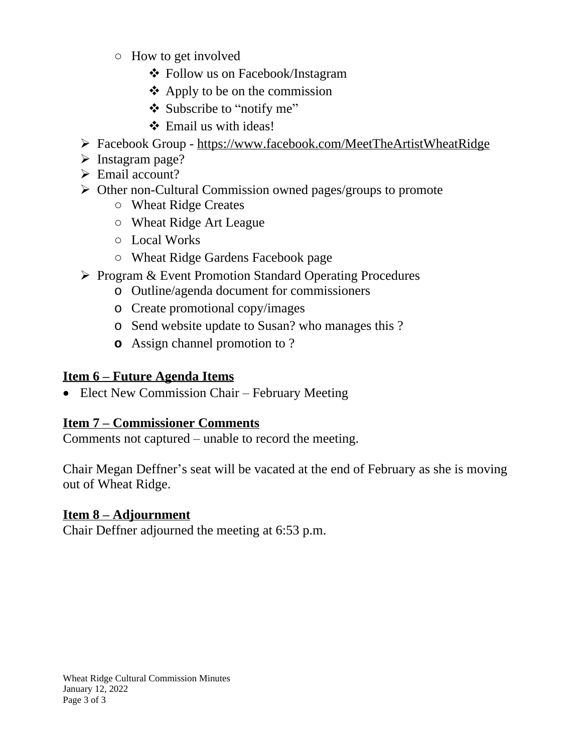- How to get involved
  - Follow us on Facebook/Instagram
  - Apply to be on the commission
  - Subscribe to "notify me"
  - Email us with ideas!
- Facebook Group - https://www.facebook.com/MeetTheArtistWheatRidge
- Instagram page?
- Email account?
- Other non-Cultural Commission owned pages/groups to promote
  - Wheat Ridge Creates
  - Wheat Ridge Art League
  - Local Works
  - Wheat Ridge Gardens Facebook page
- Program & Event Promotion Standard Operating Procedures
  - Outline/agenda document for commissioners
  - Create promotional copy/images
  - Send website update to Susan? who manages this ?
  - Assign channel promotion to ?

## Item 6 – Future Agenda Items

- Elect New Commission Chair – February Meeting

## Item 7 – Commissioner Comments

Comments not captured – unable to record the meeting.

Chair Megan Deffner's seat will be vacated at the end of February as she is moving out of Wheat Ridge.

## Item 8 – Adjournment

Chair Deffner adjourned the meeting at 6:53 p.m.